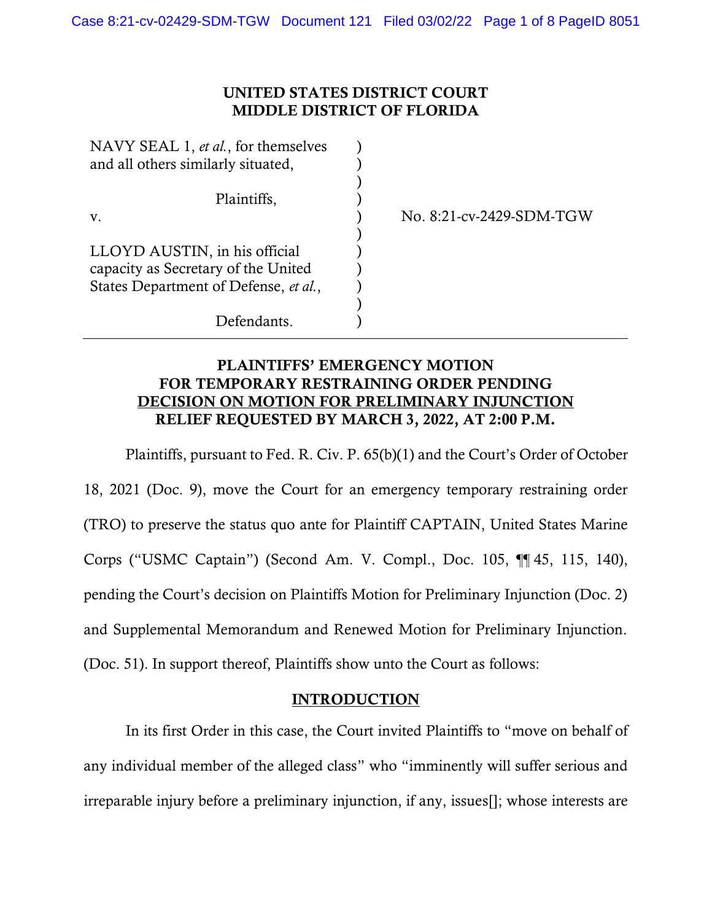**UNITED STATES DISTRICT COURT**
**MIDDLE DISTRICT OF FLORIDA**

| | |
|---|---|
| NAVY SEAL 1, *et al.*, for themselves and all others similarly situated, <br><br> Plaintiffs, <br><br> v. <br><br> LLOYD AUSTIN, in his official capacity as Secretary of the United States Department of Defense, *et al.*, <br><br> Defendants. | No. 8:21-cv-2429-SDM-TGW |

**PLAINTIFFS' EMERGENCY MOTION FOR TEMPORARY RESTRAINING ORDER PENDING DECISION ON MOTION FOR PRELIMINARY INJUNCTION RELIEF REQUESTED BY MARCH 3, 2022, AT 2:00 P.M.**

Plaintiffs, pursuant to Fed. R. Civ. P. 65(b)(1) and the Court's Order of October 18, 2021 (Doc. 9), move the Court for an emergency temporary restraining order (TRO) to preserve the status quo ante for Plaintiff CAPTAIN, United States Marine Corps ("USMC Captain") (Second Am. V. Compl., Doc. 105, ¶¶ 45, 115, 140), pending the Court's decision on Plaintiffs Motion for Preliminary Injunction (Doc. 2) and Supplemental Memorandum and Renewed Motion for Preliminary Injunction. (Doc. 51). In support thereof, Plaintiffs show unto the Court as follows:

## INTRODUCTION

In its first Order in this case, the Court invited Plaintiffs to "move on behalf of any individual member of the alleged class" who "imminently will suffer serious and irreparable injury before a preliminary injunction, if any, issues[]; whose interests are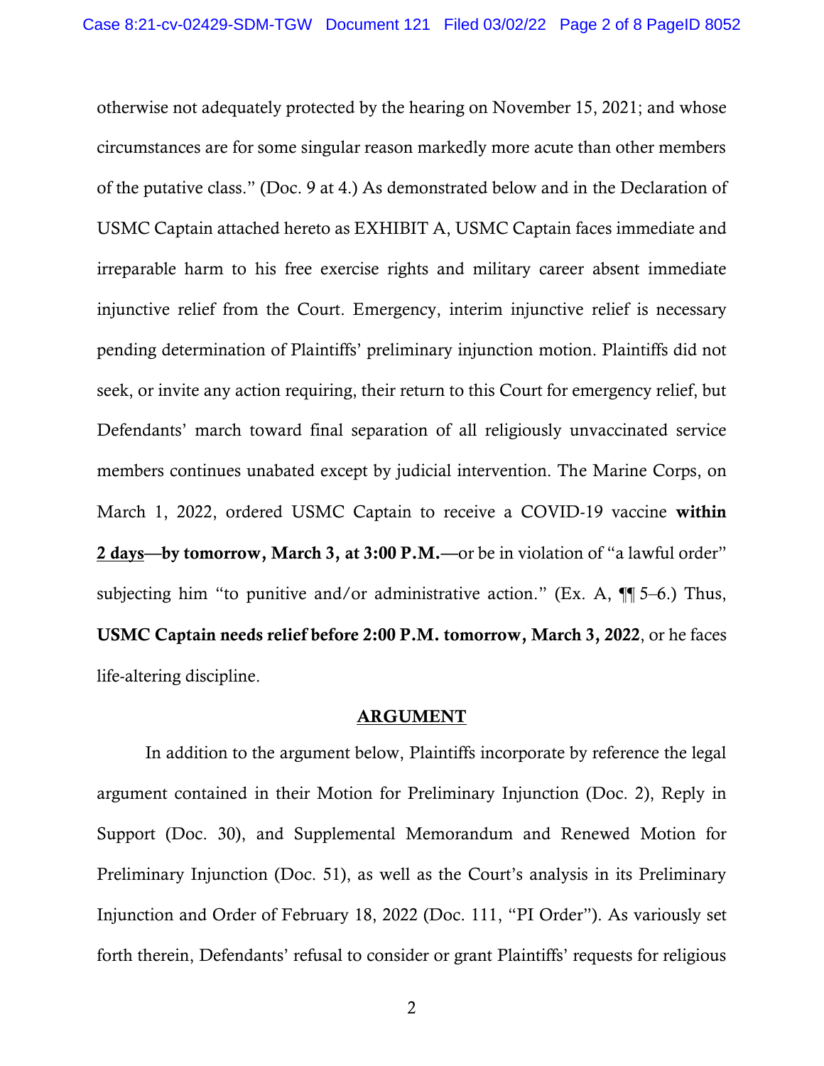otherwise not adequately protected by the hearing on November 15, 2021; and whose circumstances are for some singular reason markedly more acute than other members of the putative class." (Doc. 9 at 4.) As demonstrated below and in the Declaration of USMC Captain attached hereto as EXHIBIT A, USMC Captain faces immediate and irreparable harm to his free exercise rights and military career absent immediate injunctive relief from the Court. Emergency, interim injunctive relief is necessary pending determination of Plaintiffs' preliminary injunction motion. Plaintiffs did not seek, or invite any action requiring, their return to this Court for emergency relief, but Defendants' march toward final separation of all religiously unvaccinated service members continues unabated except by judicial intervention. The Marine Corps, on March 1, 2022, ordered USMC Captain to receive a COVID-19 vaccine **within <u>2 days</u>—by tomorrow, March 3, at 3:00 P.M.**—or be in violation of "a lawful order" subjecting him "to punitive and/or administrative action." (Ex. A, ¶¶ 5–6.) Thus, **USMC Captain needs relief before 2:00 P.M. tomorrow, March 3, 2022**, or he faces life-altering discipline.

## ARGUMENT

In addition to the argument below, Plaintiffs incorporate by reference the legal argument contained in their Motion for Preliminary Injunction (Doc. 2), Reply in Support (Doc. 30), and Supplemental Memorandum and Renewed Motion for Preliminary Injunction (Doc. 51), as well as the Court's analysis in its Preliminary Injunction and Order of February 18, 2022 (Doc. 111, "PI Order"). As variously set forth therein, Defendants' refusal to consider or grant Plaintiffs' requests for religious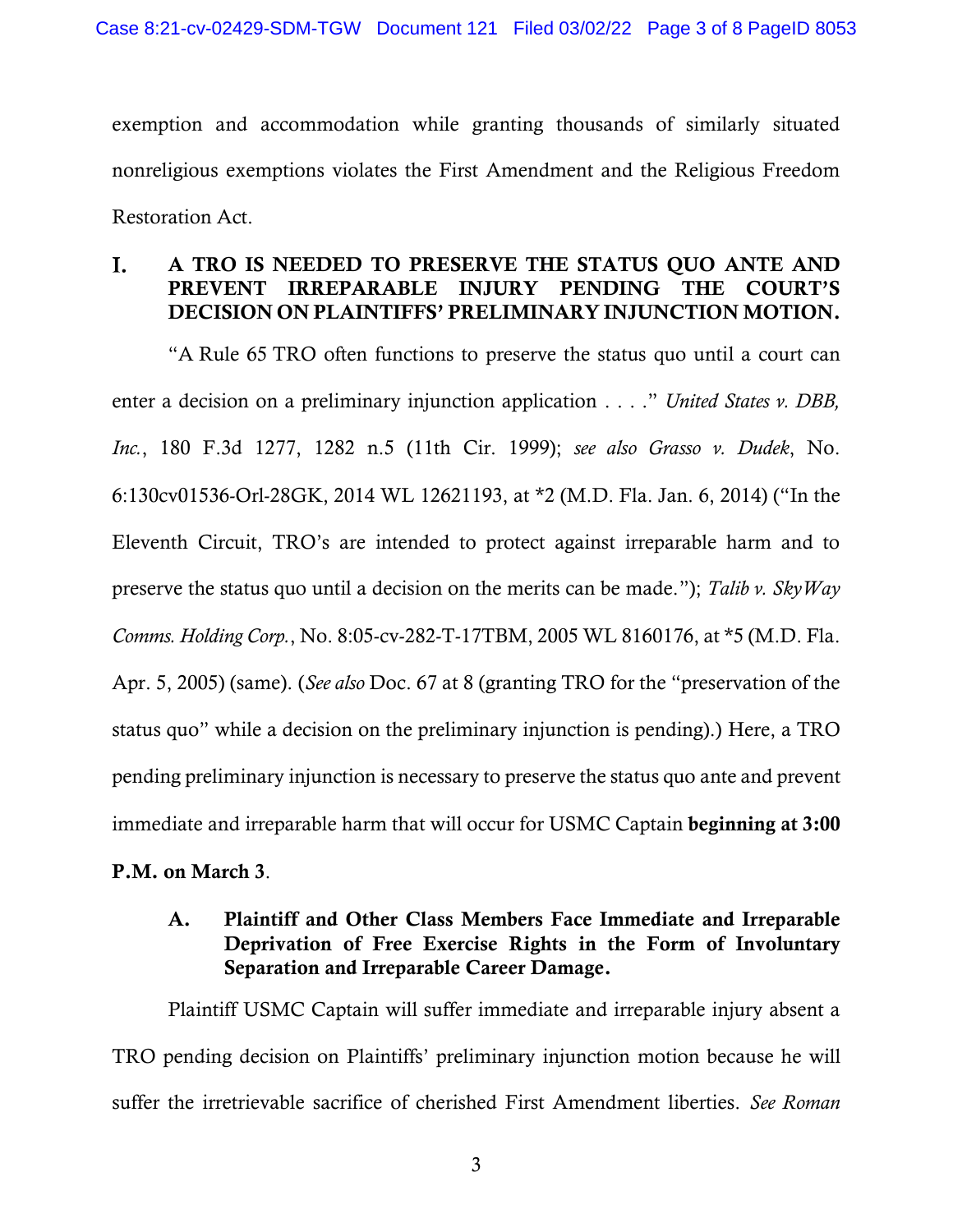exemption and accommodation while granting thousands of similarly situated nonreligious exemptions violates the First Amendment and the Religious Freedom Restoration Act.

## I. A TRO IS NEEDED TO PRESERVE THE STATUS QUO ANTE AND PREVENT IRREPARABLE INJURY PENDING THE COURT'S DECISION ON PLAINTIFFS' PRELIMINARY INJUNCTION MOTION.

"A Rule 65 TRO often functions to preserve the status quo until a court can enter a decision on a preliminary injunction application . . . ." *United States v. DBB, Inc.*, 180 F.3d 1277, 1282 n.5 (11th Cir. 1999); *see also Grasso v. Dudek*, No. 6:130cv01536-Orl-28GK, 2014 WL 12621193, at *2 (M.D. Fla. Jan. 6, 2014) ("In the Eleventh Circuit, TRO's are intended to protect against irreparable harm and to preserve the status quo until a decision on the merits can be made."); *Talib v. SkyWay Comms. Holding Corp.*, No. 8:05-cv-282-T-17TBM, 2005 WL 8160176, at *5 (M.D. Fla. Apr. 5, 2005) (same). (*See also* Doc. 67 at 8 (granting TRO for the "preservation of the status quo" while a decision on the preliminary injunction is pending).) Here, a TRO pending preliminary injunction is necessary to preserve the status quo ante and prevent immediate and irreparable harm that will occur for USMC Captain **beginning at 3:00 P.M. on March 3**.

### A. Plaintiff and Other Class Members Face Immediate and Irreparable Deprivation of Free Exercise Rights in the Form of Involuntary Separation and Irreparable Career Damage.

Plaintiff USMC Captain will suffer immediate and irreparable injury absent a TRO pending decision on Plaintiffs' preliminary injunction motion because he will suffer the irretrievable sacrifice of cherished First Amendment liberties. *See Roman*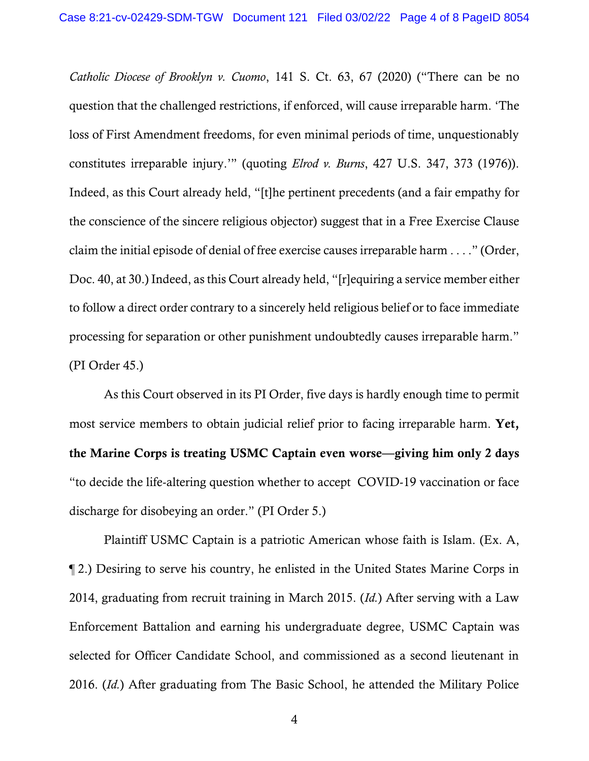*Catholic Diocese of Brooklyn v. Cuomo*, 141 S. Ct. 63, 67 (2020) ("There can be no question that the challenged restrictions, if enforced, will cause irreparable harm. 'The loss of First Amendment freedoms, for even minimal periods of time, unquestionably constitutes irreparable injury.'" (quoting *Elrod v. Burns*, 427 U.S. 347, 373 (1976)). Indeed, as this Court already held, "[t]he pertinent precedents (and a fair empathy for the conscience of the sincere religious objector) suggest that in a Free Exercise Clause claim the initial episode of denial of free exercise causes irreparable harm . . . ." (Order, Doc. 40, at 30.) Indeed, as this Court already held, "[r]equiring a service member either to follow a direct order contrary to a sincerely held religious belief or to face immediate processing for separation or other punishment undoubtedly causes irreparable harm." (PI Order 45.)

As this Court observed in its PI Order, five days is hardly enough time to permit most service members to obtain judicial relief prior to facing irreparable harm. **Yet, the Marine Corps is treating USMC Captain even worse—giving him only 2 days** "to decide the life-altering question whether to accept COVID-19 vaccination or face discharge for disobeying an order." (PI Order 5.)

Plaintiff USMC Captain is a patriotic American whose faith is Islam. (Ex. A, ¶ 2.) Desiring to serve his country, he enlisted in the United States Marine Corps in 2014, graduating from recruit training in March 2015. (*Id.*) After serving with a Law Enforcement Battalion and earning his undergraduate degree, USMC Captain was selected for Officer Candidate School, and commissioned as a second lieutenant in 2016. (*Id.*) After graduating from The Basic School, he attended the Military Police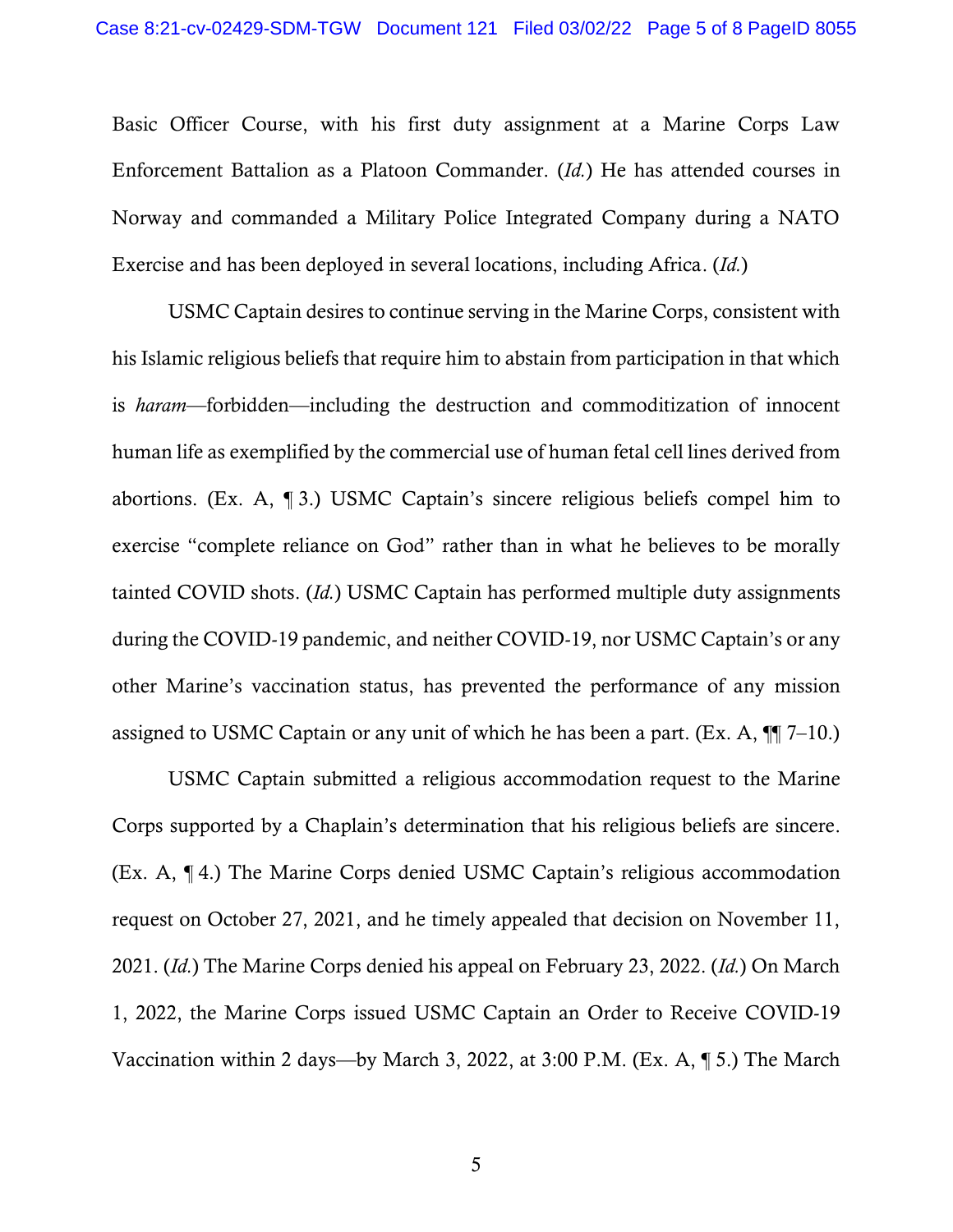Basic Officer Course, with his first duty assignment at a Marine Corps Law Enforcement Battalion as a Platoon Commander. (*Id.*) He has attended courses in Norway and commanded a Military Police Integrated Company during a NATO Exercise and has been deployed in several locations, including Africa. (*Id.*)

USMC Captain desires to continue serving in the Marine Corps, consistent with his Islamic religious beliefs that require him to abstain from participation in that which is *haram*—forbidden—including the destruction and commoditization of innocent human life as exemplified by the commercial use of human fetal cell lines derived from abortions. (Ex. A, ¶ 3.) USMC Captain's sincere religious beliefs compel him to exercise "complete reliance on God" rather than in what he believes to be morally tainted COVID shots. (*Id.*) USMC Captain has performed multiple duty assignments during the COVID-19 pandemic, and neither COVID-19, nor USMC Captain's or any other Marine's vaccination status, has prevented the performance of any mission assigned to USMC Captain or any unit of which he has been a part. (Ex. A, ¶¶ 7–10.)

USMC Captain submitted a religious accommodation request to the Marine Corps supported by a Chaplain's determination that his religious beliefs are sincere. (Ex. A, ¶ 4.) The Marine Corps denied USMC Captain's religious accommodation request on October 27, 2021, and he timely appealed that decision on November 11, 2021. (*Id.*) The Marine Corps denied his appeal on February 23, 2022. (*Id.*) On March 1, 2022, the Marine Corps issued USMC Captain an Order to Receive COVID-19 Vaccination within 2 days—by March 3, 2022, at 3:00 P.M. (Ex. A, ¶ 5.) The March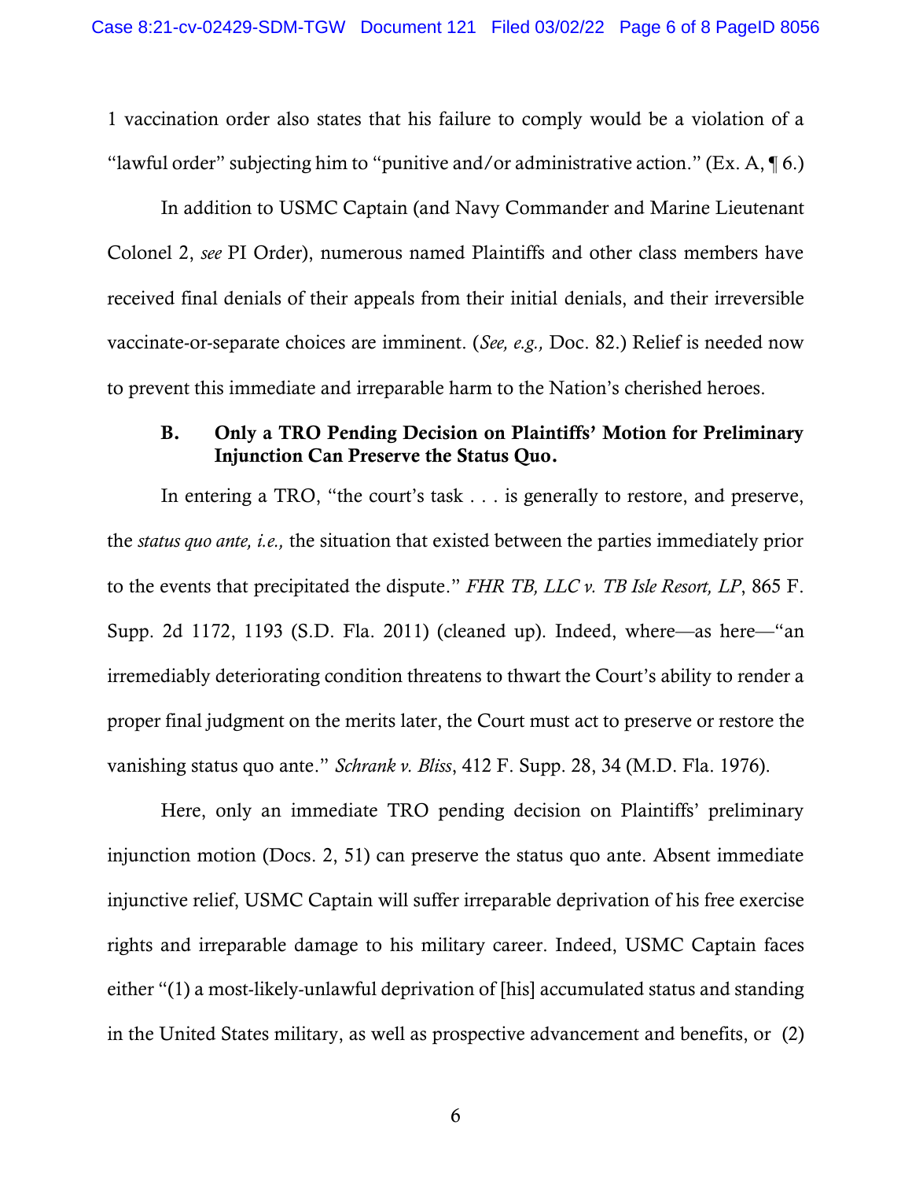1 vaccination order also states that his failure to comply would be a violation of a "lawful order" subjecting him to "punitive and/or administrative action." (Ex. A, ¶ 6.)

In addition to USMC Captain (and Navy Commander and Marine Lieutenant Colonel 2, *see* PI Order), numerous named Plaintiffs and other class members have received final denials of their appeals from their initial denials, and their irreversible vaccinate-or-separate choices are imminent. (*See, e.g.,* Doc. 82.) Relief is needed now to prevent this immediate and irreparable harm to the Nation's cherished heroes.

### B. Only a TRO Pending Decision on Plaintiffs' Motion for Preliminary Injunction Can Preserve the Status Quo.

In entering a TRO, "the court's task . . . is generally to restore, and preserve, the *status quo ante, i.e.,* the situation that existed between the parties immediately prior to the events that precipitated the dispute." *FHR TB, LLC v. TB Isle Resort, LP*, 865 F. Supp. 2d 1172, 1193 (S.D. Fla. 2011) (cleaned up). Indeed, where—as here—"an irremediably deteriorating condition threatens to thwart the Court's ability to render a proper final judgment on the merits later, the Court must act to preserve or restore the vanishing status quo ante." *Schrank v. Bliss*, 412 F. Supp. 28, 34 (M.D. Fla. 1976).

Here, only an immediate TRO pending decision on Plaintiffs' preliminary injunction motion (Docs. 2, 51) can preserve the status quo ante. Absent immediate injunctive relief, USMC Captain will suffer irreparable deprivation of his free exercise rights and irreparable damage to his military career. Indeed, USMC Captain faces either "(1) a most-likely-unlawful deprivation of [his] accumulated status and standing in the United States military, as well as prospective advancement and benefits, or (2)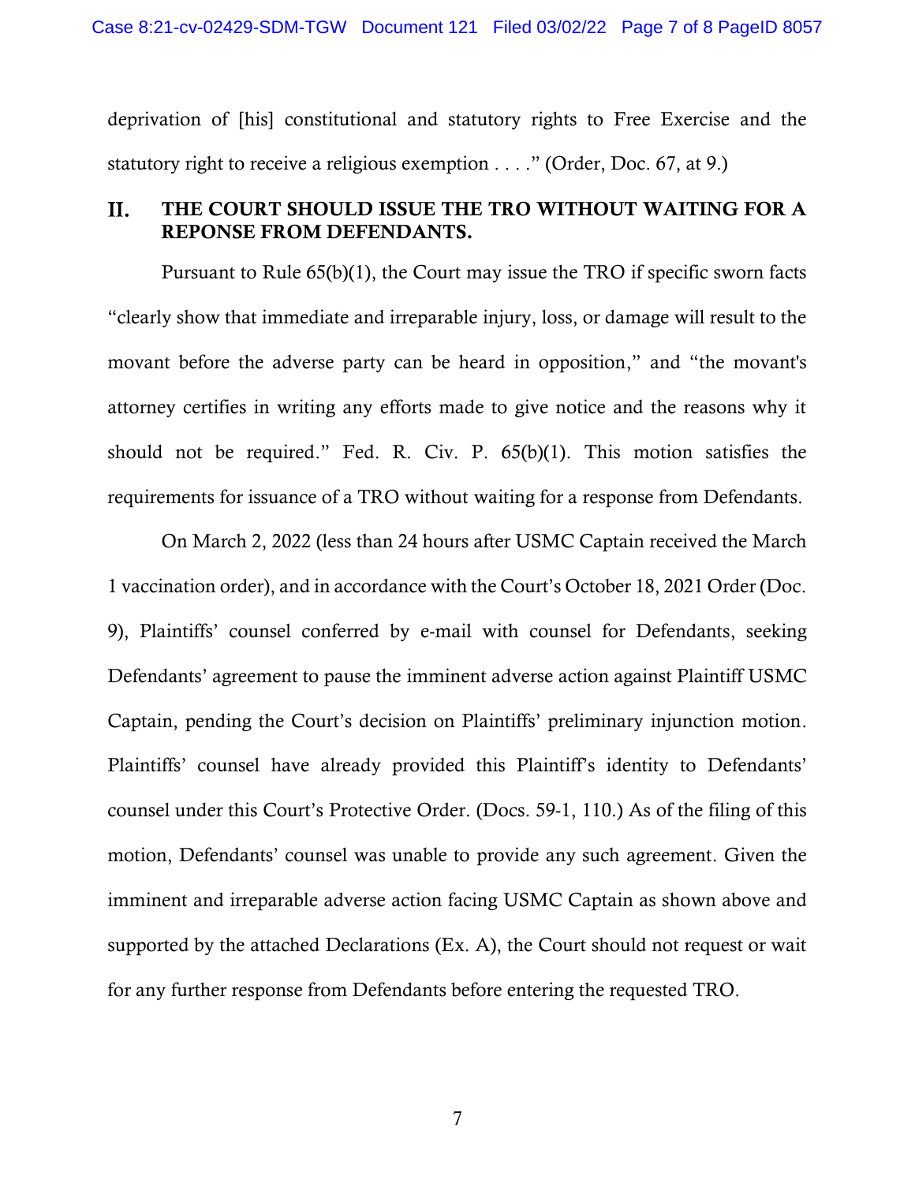deprivation of [his] constitutional and statutory rights to Free Exercise and the statutory right to receive a religious exemption . . . ." (Order, Doc. 67, at 9.)

## II. THE COURT SHOULD ISSUE THE TRO WITHOUT WAITING FOR A REPONSE FROM DEFENDANTS.

Pursuant to Rule 65(b)(1), the Court may issue the TRO if specific sworn facts "clearly show that immediate and irreparable injury, loss, or damage will result to the movant before the adverse party can be heard in opposition," and "the movant's attorney certifies in writing any efforts made to give notice and the reasons why it should not be required." Fed. R. Civ. P. 65(b)(1). This motion satisfies the requirements for issuance of a TRO without waiting for a response from Defendants.

On March 2, 2022 (less than 24 hours after USMC Captain received the March 1 vaccination order), and in accordance with the Court's October 18, 2021 Order (Doc. 9), Plaintiffs' counsel conferred by e-mail with counsel for Defendants, seeking Defendants' agreement to pause the imminent adverse action against Plaintiff USMC Captain, pending the Court's decision on Plaintiffs' preliminary injunction motion. Plaintiffs' counsel have already provided this Plaintiff's identity to Defendants' counsel under this Court's Protective Order. (Docs. 59-1, 110.) As of the filing of this motion, Defendants' counsel was unable to provide any such agreement. Given the imminent and irreparable adverse action facing USMC Captain as shown above and supported by the attached Declarations (Ex. A), the Court should not request or wait for any further response from Defendants before entering the requested TRO.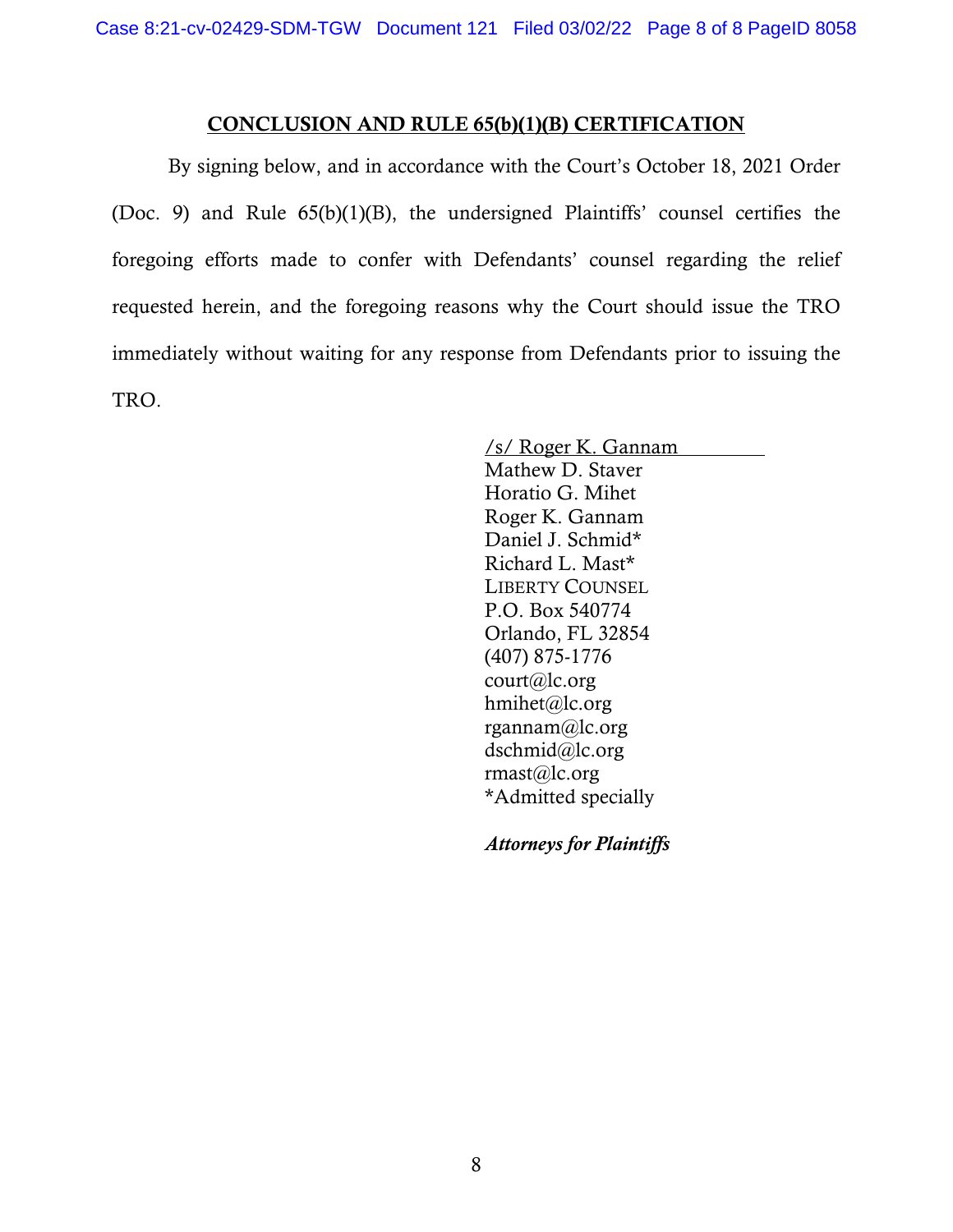## CONCLUSION AND RULE 65(b)(1)(B) CERTIFICATION

By signing below, and in accordance with the Court's October 18, 2021 Order (Doc. 9) and Rule 65(b)(1)(B), the undersigned Plaintiffs' counsel certifies the foregoing efforts made to confer with Defendants' counsel regarding the relief requested herein, and the foregoing reasons why the Court should issue the TRO immediately without waiting for any response from Defendants prior to issuing the TRO.

/s/ Roger K. Gannam
Mathew D. Staver
Horatio G. Mihet
Roger K. Gannam
Daniel J. Schmid*
Richard L. Mast*
LIBERTY COUNSEL
P.O. Box 540774
Orlando, FL 32854
(407) 875-1776
court@lc.org
hmihet@lc.org
rgannam@lc.org
dschmid@lc.org
rmast@lc.org
*Admitted specially

***Attorneys for Plaintiffs***